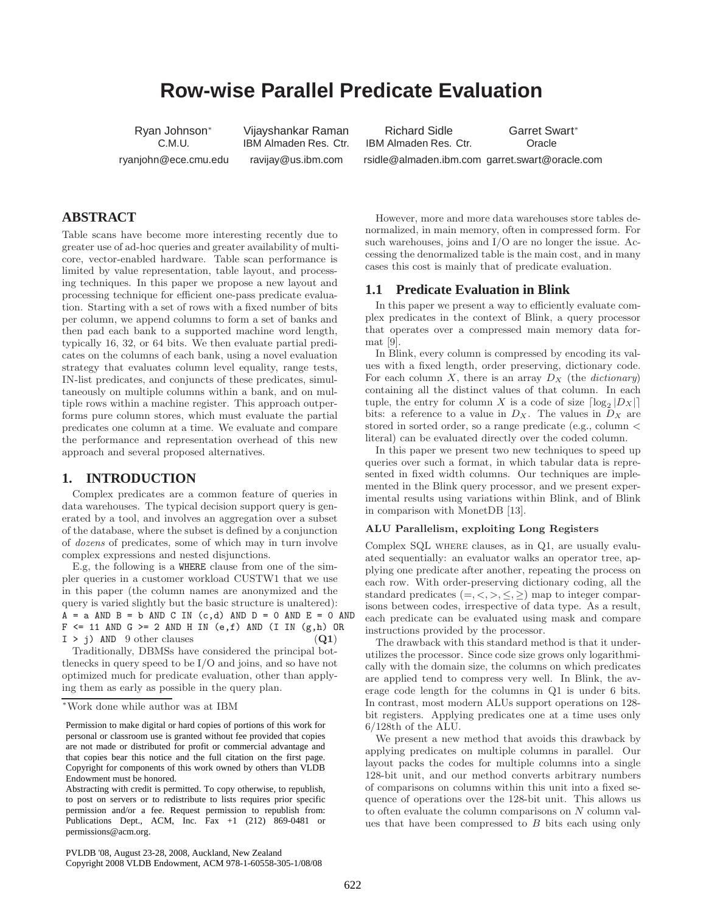# Row-wise Parallel Predicate Evaluation

Ryan Johnson[*] C.M.U. ryanjohn@ece.cmu.edu

Vijayshankar Raman IBM Almaden Res. Ctr. ravijay@us.ibm.com

Richard Sidle IBM Almaden Res. Ctr. rsidle@almaden.ibm.com

Garret Swart[*] Oracle garret.swart@oracle.com

## ABSTRACT

Table scans have become more interesting recently due to greater use of ad-hoc queries and greater availability of multi-core, vector-enabled hardware. Table scan performance is limited by value representation, table layout, and processing techniques. In this paper we propose a new layout and processing technique for efficient one-pass predicate evaluation. Starting with a set of rows with a fixed number of bits per column, we append columns to form a set of banks and then pad each bank to a supported machine word length, typically 16, 32, or 64 bits. We then evaluate partial predicates on the columns of each bank, using a novel evaluation strategy that evaluates column level equality, range tests, IN-list predicates, and conjuncts of these predicates, simultaneously on multiple columns within a bank, and on multiple rows within a machine register. This approach outperforms pure column stores, which must evaluate the partial predicates one column at a time. We evaluate and compare the performance and representation overhead of this new approach and several proposed alternatives.

## 1. INTRODUCTION

Complex predicates are a common feature of queries in data warehouses. The typical decision support query is generated by a tool, and involves an aggregation over a subset of the database, where the subset is defined by a conjunction of *dozens* of predicates, some of which may in turn involve complex expressions and nested disjunctions.

E.g, the following is a WHERE clause from one of the simpler queries in a customer workload CUSTW1 that we use in this paper (the column names are anonymized and the query is varied slightly but the basic structure is unaltered):

```
A = a AND B = b AND C IN (c,d) AND D = 0 AND E = 0 AND
F <= 11 AND G >= 2 AND H IN (e,f) AND (I IN (g,h) OR
I > j) AND  9 other clauses                          (Q1)
```

Traditionally, DBMSs have considered the principal bottlenecks in query speed to be I/O and joins, and so have not optimized much for predicate evaluation, other than applying them as early as possible in the query plan.

[*]Work done while author was at IBM

Permission to make digital or hard copies of portions of this work for personal or classroom use is granted without fee provided that copies are not made or distributed for profit or commercial advantage and that copies bear this notice and the full citation on the first page. Copyright for components of this work owned by others than VLDB Endowment must be honored.

Abstracting with credit is permitted. To copy otherwise, to republish, to post on servers or to redistribute to lists requires prior specific permission and/or a fee. Request permission to republish from: Publications Dept., ACM, Inc. Fax +1 (212) 869-0481 or permissions@acm.org.

PVLDB '08, August 23-28, 2008, Auckland, New Zealand
Copyright 2008 VLDB Endowment, ACM 978-1-60558-305-1/08/08

However, more and more data warehouses store tables denormalized, in main memory, often in compressed form. For such warehouses, joins and I/O are no longer the issue. Accessing the denormalized table is the main cost, and in many cases this cost is mainly that of predicate evaluation.

### 1.1 Predicate Evaluation in Blink

In this paper we present a way to efficiently evaluate complex predicates in the context of Blink, a query processor that operates over a compressed main memory data format [9].

In Blink, every column is compressed by encoding its values with a fixed length, order preserving, dictionary code. For each column $X$, there is an array $D_X$ (the *dictionary*) containing all the distinct values of that column. In each tuple, the entry for column $X$ is a code of size $\lceil \log_2 |D_X| \rceil$ bits: a reference to a value in $D_X$. The values in $D_X$ are stored in sorted order, so a range predicate (e.g., column < literal) can be evaluated directly over the coded column.

In this paper we present two new techniques to speed up queries over such a format, in which tabular data is represented in fixed width columns. Our techniques are implemented in the Blink query processor, and we present experimental results using variations within Blink, and of Blink in comparison with MonetDB [13].

#### ALU Parallelism, exploiting Long Registers

Complex SQL WHERE clauses, as in Q1, are usually evaluated sequentially: an evaluator walks an operator tree, applying one predicate after another, repeating the process on each row. With order-preserving dictionary coding, all the standard predicates ($=, <, >, \leq, \geq$) map to integer comparisons between codes, irrespective of data type. As a result, each predicate can be evaluated using mask and compare instructions provided by the processor.

The drawback with this standard method is that it underutilizes the processor. Since code size grows only logarithmically with the domain size, the columns on which predicates are applied tend to compress very well. In Blink, the average code length for the columns in Q1 is under 6 bits. In contrast, most modern ALUs support operations on 128-bit registers. Applying predicates one at a time uses only 6/128th of the ALU.

We present a new method that avoids this drawback by applying predicates on multiple columns in parallel. Our layout packs the codes for multiple columns into a single 128-bit unit, and our method converts arbitrary numbers of comparisons on columns within this unit into a fixed sequence of operations over the 128-bit unit. This allows us to often evaluate the column comparisons on $N$ column values that have been compressed to $B$ bits each using only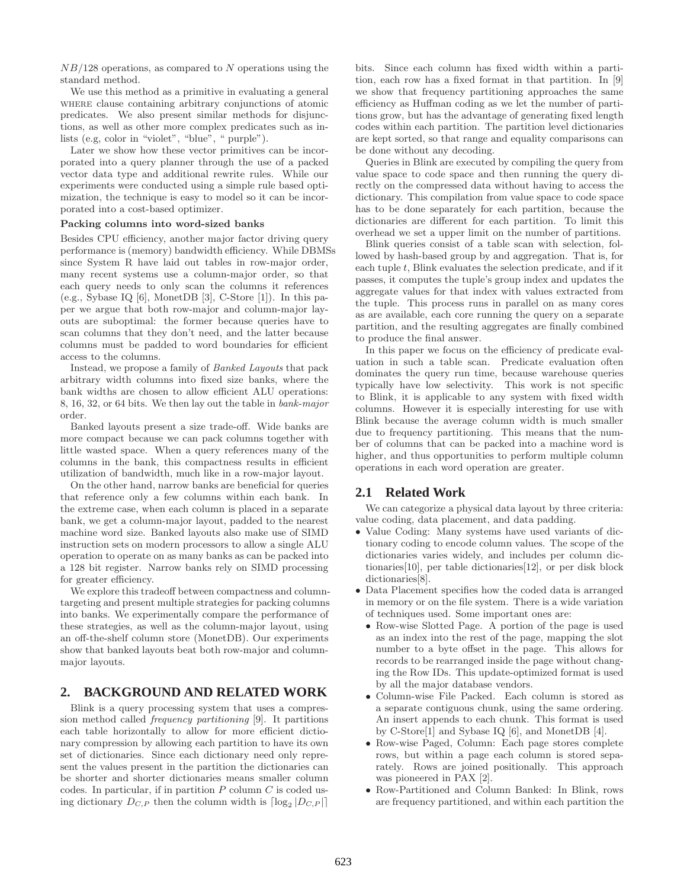$NB/128$ operations, as compared to $N$ operations using the standard method.

We use this method as a primitive in evaluating a general WHERE clause containing arbitrary conjunctions of atomic predicates. We also present similar methods for disjunctions, as well as other more complex predicates such as in-lists (e.g, color in "violet", "blue", " purple").

Later we show how these vector primitives can be incorporated into a query planner through the use of a packed vector data type and additional rewrite rules. While our experiments were conducted using a simple rule based optimization, the technique is easy to model so it can be incorporated into a cost-based optimizer.

**Packing columns into word-sized banks**

Besides CPU efficiency, another major factor driving query performance is (memory) bandwidth efficiency. While DBMSs since System R have laid out tables in row-major order, many recent systems use a column-major order, so that each query needs to only scan the columns it references (e.g., Sybase IQ [6], MonetDB [3], C-Store [1]). In this paper we argue that both row-major and column-major layouts are suboptimal: the former because queries have to scan columns that they don't need, and the latter because columns must be padded to word boundaries for efficient access to the columns.

Instead, we propose a family of *Banked Layouts* that pack arbitrary width columns into fixed size banks, where the bank widths are chosen to allow efficient ALU operations: 8, 16, 32, or 64 bits. We then lay out the table in *bank-major* order.

Banked layouts present a size trade-off. Wide banks are more compact because we can pack columns together with little wasted space. When a query references many of the columns in the bank, this compactness results in efficient utilization of bandwidth, much like in a row-major layout.

On the other hand, narrow banks are beneficial for queries that reference only a few columns within each bank. In the extreme case, when each column is placed in a separate bank, we get a column-major layout, padded to the nearest machine word size. Banked layouts also make use of SIMD instruction sets on modern processors to allow a single ALU operation to operate on as many banks as can be packed into a 128 bit register. Narrow banks rely on SIMD processing for greater efficiency.

We explore this tradeoff between compactness and column-targeting and present multiple strategies for packing columns into banks. We experimentally compare the performance of these strategies, as well as the column-major layout, using an off-the-shelf column store (MonetDB). Our experiments show that banked layouts beat both row-major and column-major layouts.

## 2. BACKGROUND AND RELATED WORK

Blink is a query processing system that uses a compression method called *frequency partitioning* [9]. It partitions each table horizontally to allow for more efficient dictionary compression by allowing each partition to have its own set of dictionaries. Since each dictionary need only represent the values present in the partition the dictionaries can be shorter and shorter dictionaries means smaller column codes. In particular, if in partition $P$ column $C$ is coded using dictionary $D_{C,P}$ then the column width is $\lceil \log_2 |D_{C,P}| \rceil$ bits. Since each column has fixed width within a partition, each row has a fixed format in that partition. In [9] we show that frequency partitioning approaches the same efficiency as Huffman coding as we let the number of partitions grow, but has the advantage of generating fixed length codes within each partition. The partition level dictionaries are kept sorted, so that range and equality comparisons can be done without any decoding.

Queries in Blink are executed by compiling the query from value space to code space and then running the query directly on the compressed data without having to access the dictionary. This compilation from value space to code space has to be done separately for each partition, because the dictionaries are different for each partition. To limit this overhead we set a upper limit on the number of partitions.

Blink queries consist of a table scan with selection, followed by hash-based group by and aggregation. That is, for each tuple $t$, Blink evaluates the selection predicate, and if it passes, it computes the tuple's group index and updates the aggregate values for that index with values extracted from the tuple. This process runs in parallel on as many cores as are available, each core running the query on a separate partition, and the resulting aggregates are finally combined to produce the final answer.

In this paper we focus on the efficiency of predicate evaluation in such a table scan. Predicate evaluation often dominates the query run time, because warehouse queries typically have low selectivity. This work is not specific to Blink, it is applicable to any system with fixed width columns. However it is especially interesting for use with Blink because the average column width is much smaller due to frequency partitioning. This means that the number of columns that can be packed into a machine word is higher, and thus opportunities to perform multiple column operations in each word operation are greater.

### 2.1 Related Work

We can categorize a physical data layout by three criteria: value coding, data placement, and data padding.

- Value Coding: Many systems have used variants of dictionary coding to encode column values. The scope of the dictionaries varies widely, and includes per column dictionaries[10], per table dictionaries[12], or per disk block dictionaries[8].
- Data Placement specifies how the coded data is arranged in memory or on the file system. There is a wide variation of techniques used. Some important ones are:
  - Row-wise Slotted Page. A portion of the page is used as an index into the rest of the page, mapping the slot number to a byte offset in the page. This allows for records to be rearranged inside the page without changing the Row IDs. This update-optimized format is used by all the major database vendors.
  - Column-wise File Packed. Each column is stored as a separate contiguous chunk, using the same ordering. An insert appends to each chunk. This format is used by C-Store[1] and Sybase IQ [6], and MonetDB [4].
  - Row-wise Paged, Column: Each page stores complete rows, but within a page each column is stored separately. Rows are joined positionally. This approach was pioneered in PAX [2].
  - Row-Partitioned and Column Banked: In Blink, rows are frequency partitioned, and within each partition the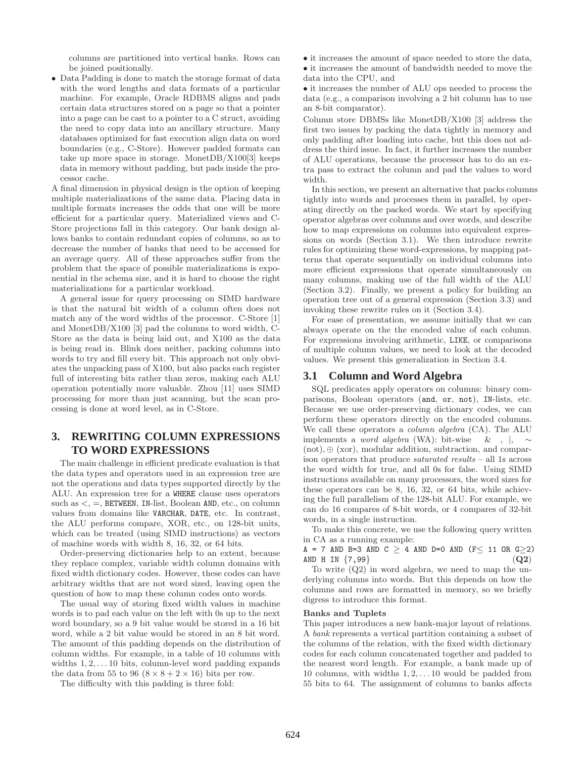columns are partitioned into vertical banks. Rows can be joined positionally.

- Data Padding is done to match the storage format of data with the word lengths and data formats of a particular machine. For example, Oracle RDBMS aligns and pads certain data structures stored on a page so that a pointer into a page can be cast to a pointer to a C struct, avoiding the need to copy data into an ancillary structure. Many databases optimized for fast execution align data on word boundaries (e.g., C-Store). However padded formats can take up more space in storage. MonetDB/X100[3] keeps data in memory without padding, but pads inside the processor cache.

A final dimension in physical design is the option of keeping multiple materializations of the same data. Placing data in multiple formats increases the odds that one will be more efficient for a particular query. Materialized views and C-Store projections fall in this category. Our bank design allows banks to contain redundant copies of columns, so as to decrease the number of banks that need to be accessed for an average query. All of these approaches suffer from the problem that the space of possible materializations is exponential in the schema size, and it is hard to choose the right materializations for a particular workload.

A general issue for query processing on SIMD hardware is that the natural bit width of a column often does not match any of the word widths of the processor. C-Store [1] and MonetDB/X100 [3] pad the columns to word width, C-Store as the data is being laid out, and X100 as the data is being read in. Blink does neither, packing columns into words to try and fill every bit. This approach not only obviates the unpacking pass of X100, but also packs each register full of interesting bits rather than zeros, making each ALU operation potentially more valuable. Zhou [11] uses SIMD processing for more than just scanning, but the scan processing is done at word level, as in C-Store.

## 3. REWRITING COLUMN EXPRESSIONS TO WORD EXPRESSIONS

The main challenge in efficient predicate evaluation is that the data types and operators used in an expression tree are not the operations and data types supported directly by the ALU. An expression tree for a `WHERE` clause uses operators such as $<$, $=$, `BETWEEN`, `IN`-list, Boolean `AND`, etc., on column values from domains like `VARCHAR`, `DATE`, etc. In contrast, the ALU performs compare, XOR, etc., on 128-bit units, which can be treated (using SIMD instructions) as vectors of machine words with width 8, 16, 32, or 64 bits.

Order-preserving dictionaries help to an extent, because they replace complex, variable width column domains with fixed width dictionary codes. However, these codes can have arbitrary widths that are not word sized, leaving open the question of how to map these column codes onto words.

The usual way of storing fixed width values in machine words is to pad each value on the left with 0s up to the next word boundary, so a 9 bit value would be stored in a 16 bit word, while a 2 bit value would be stored in an 8 bit word. The amount of this padding depends on the distribution of column widths. For example, in a table of 10 columns with widths $1, 2, \ldots 10$ bits, column-level word padding expands the data from 55 to 96 ($8 \times 8 + 2 \times 16$) bits per row.

The difficulty with this padding is three fold:

- it increases the amount of space needed to store the data,
- it increases the amount of bandwidth needed to move the data into the CPU, and
- it increases the number of ALU ops needed to process the data (e.g., a comparison involving a 2 bit column has to use an 8-bit comparator).

Column store DBMSs like MonetDB/X100 [3] address the first two issues by packing the data tightly in memory and only padding after loading into cache, but this does not address the third issue. In fact, it further increases the number of ALU operations, because the processor has to do an extra pass to extract the column and pad the values to word width.

In this section, we present an alternative that packs columns tightly into words and processes them in parallel, by operating directly on the packed words. We start by specifying operator algebras over columns and over words, and describe how to map expressions on columns into equivalent expressions on words (Section 3.1). We then introduce rewrite rules for optimizing these word-expressions, by mapping patterns that operate sequentially on individual columns into more efficient expressions that operate simultaneously on many columns, making use of the full width of the ALU (Section 3.2). Finally, we present a policy for building an operation tree out of a general expression (Section 3.3) and invoking these rewrite rules on it (Section 3.4).

For ease of presentation, we assume initially that we can always operate on the the encoded value of each column. For expressions involving arithmetic, `LIKE`, or comparisons of multiple column values, we need to look at the decoded values. We present this generalization in Section 3.4.

### 3.1 Column and Word Algebra

SQL predicates apply operators on columns: binary comparisons, Boolean operators (`and`, `or`, `not`), `IN`-lists, etc. Because we use order-preserving dictionary codes, we can perform these operators directly on the encoded columns. We call these operators a *column algebra* (CA). The ALU implements a *word algebra* (WA): bit-wise $\&$, $|$, $\sim$ (not), $\oplus$ (xor), modular addition, subtraction, and comparison operators that produce *saturated results* – all 1s across the word width for true, and all 0s for false. Using SIMD instructions available on many processors, the word sizes for these operators can be 8, 16, 32, or 64 bits, while achieving the full parallelism of the 128-bit ALU. For example, we can do 16 compares of 8-bit words, or 4 compares of 32-bit words, in a single instruction.

To make this concrete, we use the following query written in CA as a running example:

`A = 7 AND B=3 AND C` $\geq$ `4 AND D=0 AND (F`$\leq$ `11 OR G`$\geq$`2) AND H IN {7,99}` **(Q2)**

To write (Q2) in word algebra, we need to map the underlying columns into words. But this depends on how the columns and rows are formatted in memory, so we briefly digress to introduce this format.

#### Banks and Tuplets

This paper introduces a new bank-major layout of relations. A *bank* represents a vertical partition containing a subset of the columns of the relation, with the fixed width dictionary codes for each column concatenated together and padded to the nearest word length. For example, a bank made up of 10 columns, with widths $1, 2, \ldots 10$ would be padded from 55 bits to 64. The assignment of columns to banks affects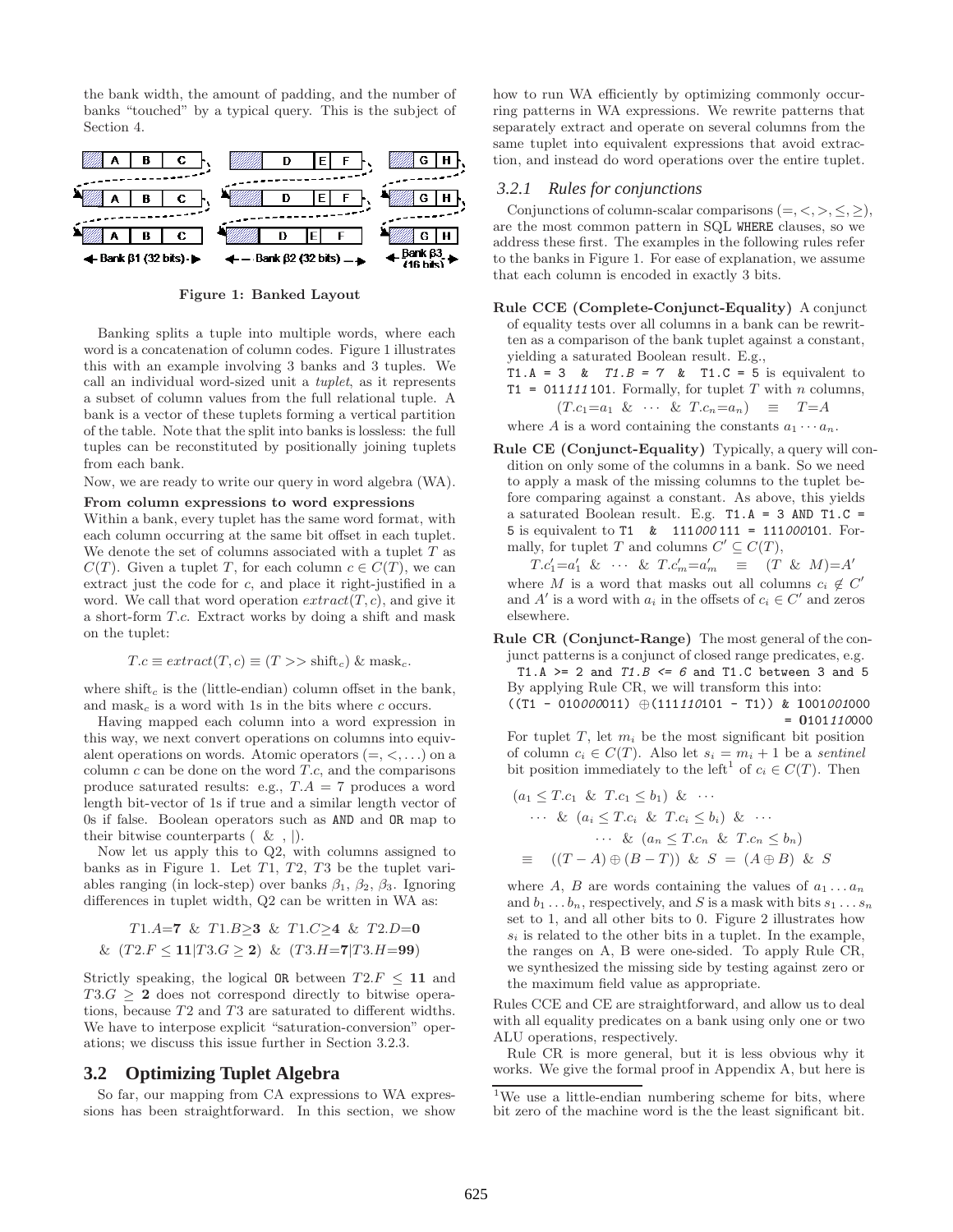the bank width, the amount of padding, and the number of banks "touched" by a typical query. This is the subject of Section 4.

Figure 1: Banked Layout

Banking splits a tuple into multiple words, where each word is a concatenation of column codes. Figure 1 illustrates this with an example involving 3 banks and 3 tuples. We call an individual word-sized unit a *tuplet*, as it represents a subset of column values from the full relational tuple. A bank is a vector of these tuplets forming a vertical partition of the table. Note that the split into banks is lossless: the full tuples can be reconstituted by positionally joining tuplets from each bank.

Now, we are ready to write our query in word algebra (WA).

**From column expressions to word expressions**

Within a bank, every tuplet has the same word format, with each column occurring at the same bit offset in each tuplet. We denote the set of columns associated with a tuplet $T$ as $C(T)$. Given a tuplet $T$, for each column $c \in C(T)$, we can extract just the code for $c$, and place it right-justified in a word. We call that word operation $extract(T, c)$, and give it a short-form $T.c$. Extract works by doing a shift and mask on the tuplet:

$$T.c \equiv extract(T, c) \equiv (T >> \text{shift}_c) \ \& \ \text{mask}_c.$$

where $\text{shift}_c$ is the (little-endian) column offset in the bank, and $\text{mask}_c$ is a word with 1s in the bits where $c$ occurs.

Having mapped each column into a word expression in this way, we next convert operations on columns into equivalent operations on words. Atomic operators $(=, <, \ldots)$ on a column $c$ can be done on the word $T.c$, and the comparisons produce saturated results: e.g., $T.A = 7$ produces a word length bit-vector of 1s if true and a similar length vector of 0s if false. Boolean operators such as AND and OR map to their bitwise counterparts ( & , |).

Now let us apply this to Q2, with columns assigned to banks as in Figure 1. Let $T1$, $T2$, $T3$ be the tuplet variables ranging (in lock-step) over banks $\beta_1$, $\beta_2$, $\beta_3$. Ignoring differences in tuplet width, Q2 can be written in WA as:

$$T1.A{=}\mathbf{7} \ \& \ T1.B{\geq}\mathbf{3} \ \& \ T1.C{\geq}\mathbf{4} \ \& \ T2.D{=}\mathbf{0}$$
$$\& \ (T2.F \leq \mathbf{11} | T3.G \geq \mathbf{2}) \ \& \ (T3.H{=}\mathbf{7} | T3.H{=}\mathbf{99})$$

Strictly speaking, the logical OR between $T2.F \leq \mathbf{11}$ and $T3.G \geq \mathbf{2}$ does not correspond directly to bitwise operations, because $T2$ and $T3$ are saturated to different widths. We have to interpose explicit "saturation-conversion" operations; we discuss this issue further in Section 3.2.3.

## 3.2 Optimizing Tuplet Algebra

So far, our mapping from CA expressions to WA expressions has been straightforward. In this section, we show how to run WA efficiently by optimizing commonly occurring patterns in WA expressions. We rewrite patterns that separately extract and operate on several columns from the same tuplet into equivalent expressions that avoid extraction, and instead do word operations over the entire tuplet.

### 3.2.1 Rules for conjunctions

Conjunctions of column-scalar comparisons $(=, <, >, \leq, \geq)$, are the most common pattern in SQL WHERE clauses, so we address these first. The examples in the following rules refer to the banks in Figure 1. For ease of explanation, we assume that each column is encoded in exactly 3 bits.

**Rule CCE (Complete-Conjunct-Equality)** A conjunct of equality tests over all columns in a bank can be rewritten as a comparison of the bank tuplet against a constant, yielding a saturated Boolean result. E.g., `T1.A = 3 & T1.B = 7 & T1.C = 5` is equivalent to `T1 = 011111101`. Formally, for tuplet $T$ with $n$ columns,

$$(T.c_1{=}a_1 \ \& \ \cdots \ \& \ T.c_n{=}a_n) \quad \equiv \quad T{=}A$$

where $A$ is a word containing the constants $a_1 \cdots a_n$.

**Rule CE (Conjunct-Equality)** Typically, a query will condition on only some of the columns in a bank. So we need to apply a mask of the missing columns to the tuplet before comparing against a constant. As above, this yields a saturated Boolean result. E.g. `T1.A = 3 AND T1.C = 5` is equivalent to `T1 & 111000111 = 111000101`. Formally, for tuplet $T$ and columns $C' \subseteq C(T)$,

$$T.c'_1{=}a'_1 \ \& \ \cdots \ \& \ T.c'_m{=}a'_m \quad \equiv \quad (T \ \& \ M){=}A'$$

where $M$ is a word that masks out all columns $c_i \notin C'$ and $A'$ is a word with $a_i$ in the offsets of $c_i \in C'$ and zeros elsewhere.

**Rule CR (Conjunct-Range)** The most general of the conjunct patterns is a conjunct of closed range predicates, e.g. `T1.A >= 2 and T1.B <= 6 and T1.C between 3 and 5`. By applying Rule CR, we will transform this into:

```
((T1 - 010000011) ⊕(111110101 - T1)) & 1001001000
                                     = 0101110000
```

For tuplet $T$, let $m_i$ be the most significant bit position of column $c_i \in C(T)$. Also let $s_i = m_i + 1$ be a *sentinel* bit position immediately to the left[1] of $c_i \in C(T)$. Then

$$\begin{aligned}
&(a_1 \leq T.c_1 \ \& \ T.c_1 \leq b_1) \ \& \ \cdots \\
&\quad \cdots \ \& \ (a_i \leq T.c_i \ \& \ T.c_i \leq b_i) \ \& \ \cdots \\
&\qquad\qquad \cdots \ \& \ (a_n \leq T.c_n \ \& \ T.c_n \leq b_n) \\
&\equiv \quad ((T - A) \oplus (B - T)) \ \& \ S \ = \ (A \oplus B) \ \& \ S
\end{aligned}$$

where $A$, $B$ are words containing the values of $a_1 \ldots a_n$ and $b_1 \ldots b_n$, respectively, and $S$ is a mask with bits $s_1 \ldots s_n$ set to 1, and all other bits to 0. Figure 2 illustrates how $s_i$ is related to the other bits in a tuplet. In the example, the ranges on A, B were one-sided. To apply Rule CR, we synthesized the missing side by testing against zero or the maximum field value as appropriate.

Rules CCE and CE are straightforward, and allow us to deal with all equality predicates on a bank using only one or two ALU operations, respectively.

Rule CR is more general, but it is less obvious why it works. We give the formal proof in Appendix A, but here is

[1]We use a little-endian numbering scheme for bits, where bit zero of the machine word is the the least significant bit.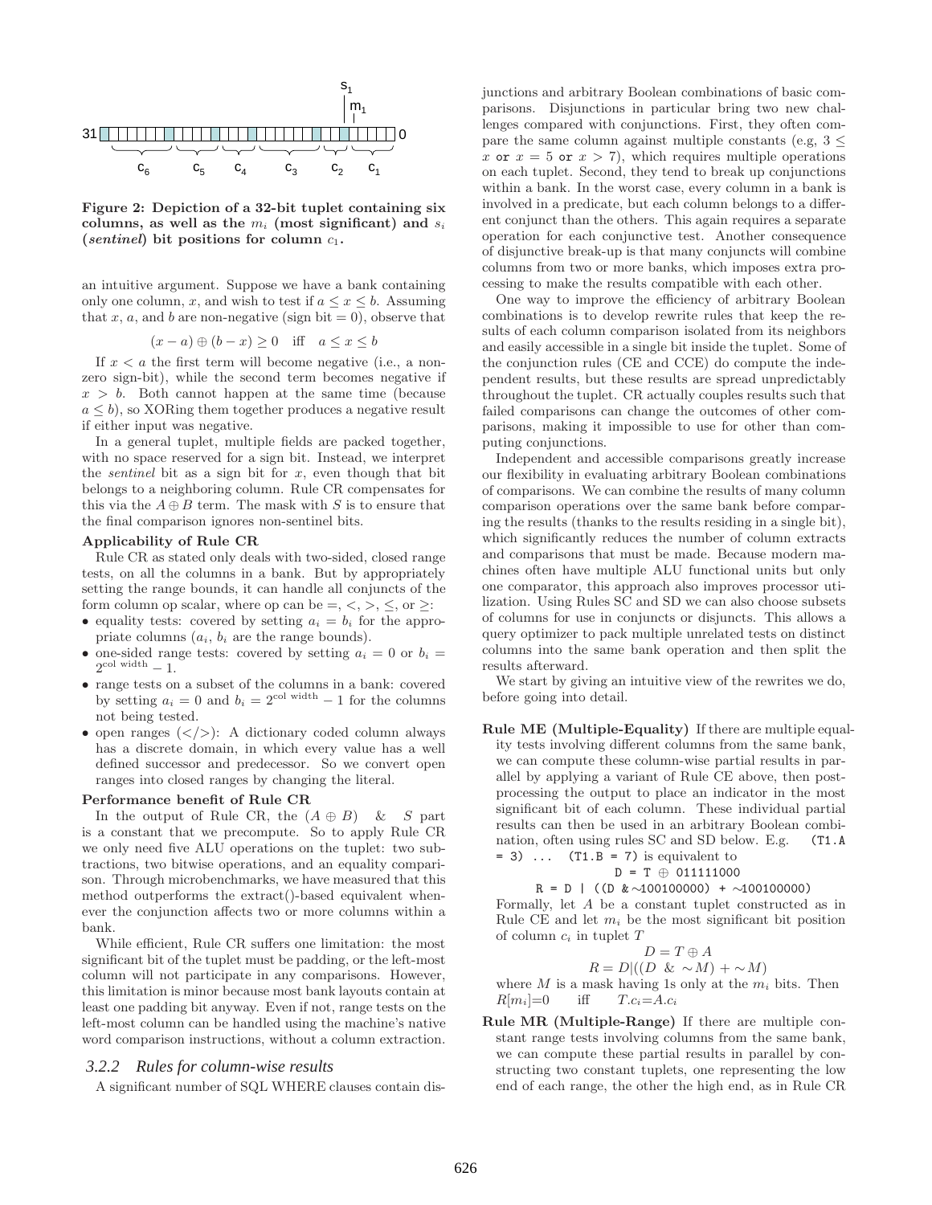31 0

$s_1$ $m_1$

$c_6$ $c_5$ $c_4$ $c_3$ $c_2$ $c_1$

**Figure 2: Depiction of a 32-bit tuplet containing six columns, as well as the $m_i$ (most significant) and $s_i$ (*sentinel*) bit positions for column $c_1$.**

an intuitive argument. Suppose we have a bank containing only one column, $x$, and wish to test if $a \leq x \leq b$. Assuming that $x$, $a$, and $b$ are non-negative (sign bit = 0), observe that

$$(x - a) \oplus (b - x) \geq 0 \quad \text{iff} \quad a \leq x \leq b$$

If $x < a$ the first term will become negative (i.e., a non-zero sign-bit), while the second term becomes negative if $x > b$. Both cannot happen at the same time (because $a \leq b$), so XORing them together produces a negative result if either input was negative.

In a general tuplet, multiple fields are packed together, with no space reserved for a sign bit. Instead, we interpret the *sentinel* bit as a sign bit for $x$, even though that bit belongs to a neighboring column. Rule CR compensates for this via the $A \oplus B$ term. The mask with $S$ is to ensure that the final comparison ignores non-sentinel bits.

**Applicability of Rule CR**

Rule CR as stated only deals with two-sided, closed range tests, on all the columns in a bank. But by appropriately setting the range bounds, it can handle all conjuncts of the form column op scalar, where op can be $=$, $<$, $>$, $\leq$, or $\geq$:

- equality tests: covered by setting $a_i = b_i$ for the appropriate columns ($a_i$, $b_i$ are the range bounds).
- one-sided range tests: covered by setting $a_i = 0$ or $b_i = 2^{\text{col width}} - 1$.
- range tests on a subset of the columns in a bank: covered by setting $a_i = 0$ and $b_i = 2^{\text{col width}} - 1$ for the columns not being tested.
- open ranges ($</>$): A dictionary coded column always has a discrete domain, in which every value has a well defined successor and predecessor. So we convert open ranges into closed ranges by changing the literal.

**Performance benefit of Rule CR**

In the output of Rule CR, the $(A \oplus B)$ & $S$ part is a constant that we precompute. So to apply Rule CR we only need five ALU operations on the tuplet: two subtractions, two bitwise operations, and an equality comparison. Through microbenchmarks, we have measured that this method outperforms the extract()-based equivalent whenever the conjunction affects two or more columns within a bank.

While efficient, Rule CR suffers one limitation: the most significant bit of the tuplet must be padding, or the left-most column will not participate in any comparisons. However, this limitation is minor because most bank layouts contain at least one padding bit anyway. Even if not, range tests on the left-most column can be handled using the machine's native word comparison instructions, without a column extraction.

### *3.2.2 Rules for column-wise results*

A significant number of SQL WHERE clauses contain disjunctions and arbitrary Boolean combinations of basic comparisons. Disjunctions in particular bring two new challenges compared with conjunctions. First, they often compare the same column against multiple constants (e.g, $3 \leq x$ or $x = 5$ or $x > 7$), which requires multiple operations on each tuplet. Second, they tend to break up conjunctions within a bank. In the worst case, every column in a bank is involved in a predicate, but each column belongs to a different conjunct than the others. This again requires a separate operation for each conjunctive test. Another consequence of disjunctive break-up is that many conjuncts will combine columns from two or more banks, which imposes extra processing to make the results compatible with each other.

One way to improve the efficiency of arbitrary Boolean combinations is to develop rewrite rules that keep the results of each column comparison isolated from its neighbors and easily accessible in a single bit inside the tuplet. Some of the conjunction rules (CE and CCE) do compute the independent results, but these results are spread unpredictably throughout the tuplet. CR actually couples results such that failed comparisons can change the outcomes of other comparisons, making it impossible to use for other than computing conjunctions.

Independent and accessible comparisons greatly increase our flexibility in evaluating arbitrary Boolean combinations of comparisons. We can combine the results of many column comparison operations over the same bank before comparing the results (thanks to the results residing in a single bit), which significantly reduces the number of column extracts and comparisons that must be made. Because modern machines often have multiple ALU functional units but only one comparator, this approach also improves processor utilization. Using Rules SC and SD we can also choose subsets of columns for use in conjuncts or disjuncts. This allows a query optimizer to pack multiple unrelated tests on distinct columns into the same bank operation and then split the results afterward.

We start by giving an intuitive view of the rewrites we do, before going into detail.

**Rule ME (Multiple-Equality)** If there are multiple equality tests involving different columns from the same bank, we can compute these column-wise partial results in parallel by applying a variant of Rule CE above, then post-processing the output to place an indicator in the most significant bit of each column. These individual partial results can then be used in an arbitrary Boolean combination, often using rules SC and SD below. E.g. `(T1.A = 3) ... (T1.B = 7)` is equivalent to

```
D = T ⊕ 011111000
R = D | ((D &∼100100000) + ∼100100000)
```

Formally, let $A$ be a constant tuplet constructed as in Rule CE and let $m_i$ be the most significant bit position of column $c_i$ in tuplet $T$

$$D = T \oplus A$$
$$R = D|((D \ \& \ \sim M) + \sim M)$$

where $M$ is a mask having 1s only at the $m_i$ bits. Then $R[m_i]{=}0 \quad \text{iff} \quad T.c_i{=}A.c_i$

**Rule MR (Multiple-Range)** If there are multiple constant range tests involving columns from the same bank, we can compute these partial results in parallel by constructing two constant tuplets, one representing the low end of each range, the other the high end, as in Rule CR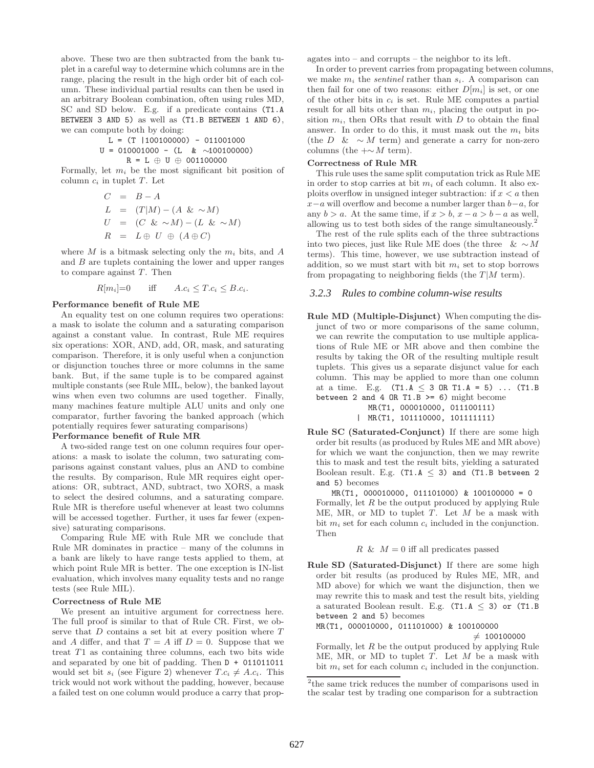above. These two are then subtracted from the bank tuplet in a careful way to determine which columns are in the range, placing the result in the high order bit of each column. These individual partial results can then be used in an arbitrary Boolean combination, often using rules MD, SC and SD below. E.g. if a predicate contains `(T1.A BETWEEN 3 AND 5)` as well as `(T1.B BETWEEN 1 AND 6)`, we can compute both by doing:

```
L = (T |100100000) - 011001000
U = 010001000 - (L  & ∼100100000)
        R = L ⊕ U ⊕ 001100000
```

Formally, let $m_i$ be the most significant bit position of column $c_i$ in tuplet $T$. Let

$$
\begin{aligned}
C &= B - A \\
L &= (T|M) - (A \ \& \sim M) \\
U &= (C \ \& \sim M) - (L \ \& \sim M) \\
R &= L \oplus U \oplus (A \oplus C)
\end{aligned}
$$

where $M$ is a bitmask selecting only the $m_i$ bits, and $A$ and $B$ are tuplets containing the lower and upper ranges to compare against $T$. Then

$$R[m_i]{=}0 \qquad \text{iff} \qquad A.c_i \leq T.c_i \leq B.c_i.$$

**Performance benefit of Rule ME**

An equality test on one column requires two operations: a mask to isolate the column and a saturating comparison against a constant value. In contrast, Rule ME requires six operations: XOR, AND, add, OR, mask, and saturating comparison. Therefore, it is only useful when a conjunction or disjunction touches three or more columns in the same bank. But, if the same tuple is to be compared against multiple constants (see Rule MIL, below), the banked layout wins when even two columns are used together. Finally, many machines feature multiple ALU units and only one comparator, further favoring the banked approach (which potentially requires fewer saturating comparisons)

**Performance benefit of Rule MR**

A two-sided range test on one column requires four operations: a mask to isolate the column, two saturating comparisons against constant values, plus an AND to combine the results. By comparison, Rule MR requires eight operations: OR, subtract, AND, subtract, two XORS, a mask to select the desired columns, and a saturating compare. Rule MR is therefore useful whenever at least two columns will be accessed together. Further, it uses far fewer (expensive) saturating comparisons.

Comparing Rule ME with Rule MR we conclude that Rule MR dominates in practice – many of the columns in a bank are likely to have range tests applied to them, at which point Rule MR is better. The one exception is IN-list evaluation, which involves many equality tests and no range tests (see Rule MIL).

**Correctness of Rule ME**

We present an intuitive argument for correctness here. The full proof is similar to that of Rule CR. First, we observe that $D$ contains a set bit at every position where $T$ and $A$ differ, and that $T = A$ iff $D = 0$. Suppose that we treat $T1$ as containing three columns, each two bits wide and separated by one bit of padding. Then `D + 011011011` would set bit $s_i$ (see Figure 2) whenever $T.c_i \neq A.c_i$. This trick would not work without the padding, however, because a failed test on one column would produce a carry that propagates into – and corrupts – the neighbor to its left.

In order to prevent carries from propagating between columns, we make $m_i$ the *sentinel* rather than $s_i$. A comparison can then fail for one of two reasons: either $D[m_i]$ is set, or one of the other bits in $c_i$ is set. Rule ME computes a partial result for all bits other than $m_i$, placing the output in position $m_i$, then ORs that result with $D$ to obtain the final answer. In order to do this, it must mask out the $m_i$ bits (the $D \ \& \ \sim M$ term) and generate a carry for non-zero columns (the $+\!\sim\! M$ term).

**Correctness of Rule MR**

This rule uses the same split computation trick as Rule ME in order to stop carries at bit $m_i$ of each column. It also exploits overflow in unsigned integer subtraction: if $x < a$ then $x - a$ will overflow and become a number larger than $b - a$, for any $b > a$. At the same time, if $x > b$, $x - a > b - a$ as well, allowing us to test both sides of the range simultaneously.[2]

The rest of the rule splits each of the three subtractions into two pieces, just like Rule ME does (the three $\& \sim M$ terms). This time, however, we use subtraction instead of addition, so we must start with bit $m_i$ set to stop borrows from propagating to neighboring fields (the $T|M$ term).

### 3.2.3 Rules to combine column-wise results

**Rule MD (Multiple-Disjunct)** When computing the disjunct of two or more comparisons of the same column, we can rewrite the computation to use multiple applications of Rule ME or MR above and then combine the results by taking the OR of the resulting multiple result tuplets. This gives us a separate disjunct value for each column. This may be applied to more than one column at a time. E.g. `(T1.A ≤ 3 OR T1.A = 5) ... (T1.B between 2 and 4 OR T1.B >= 6)` might become

```
  MR(T1, 000010000, 011100111)
| MR(T1, 101110000, 101111111)
```

**Rule SC (Saturated-Conjunct)** If there are some high order bit results (as produced by Rules ME and MR above) for which we want the conjunction, then we may rewrite this to mask and test the result bits, yielding a saturated Boolean result. E.g. `(T1.A ≤ 3) and (T1.B between 2 and 5)` becomes

```
MR(T1, 000010000, 011101000) & 100100000 = 0
```

Formally, let $R$ be the output produced by applying Rule ME, MR, or MD to tuplet $T$. Let $M$ be a mask with bit $m_i$ set for each column $c_i$ included in the conjunction. Then

$$R \ \& \ M = 0 \text{ iff all predicates passed}$$

**Rule SD (Saturated-Disjunct)** If there are some high order bit results (as produced by Rules ME, MR, and MD above) for which we want the disjunction, then we may rewrite this to mask and test the result bits, yielding a saturated Boolean result. E.g. `(T1.A ≤ 3) or (T1.B between 2 and 5)` becomes

```
MR(T1, 000010000, 011101000) & 100100000
                                ≠ 100100000
```

Formally, let $R$ be the output produced by applying Rule ME, MR, or MD to tuplet $T$. Let $M$ be a mask with bit $m_i$ set for each column $c_i$ included in the conjunction.

[2] the same trick reduces the number of comparisons used in the scalar test by trading one comparison for a subtraction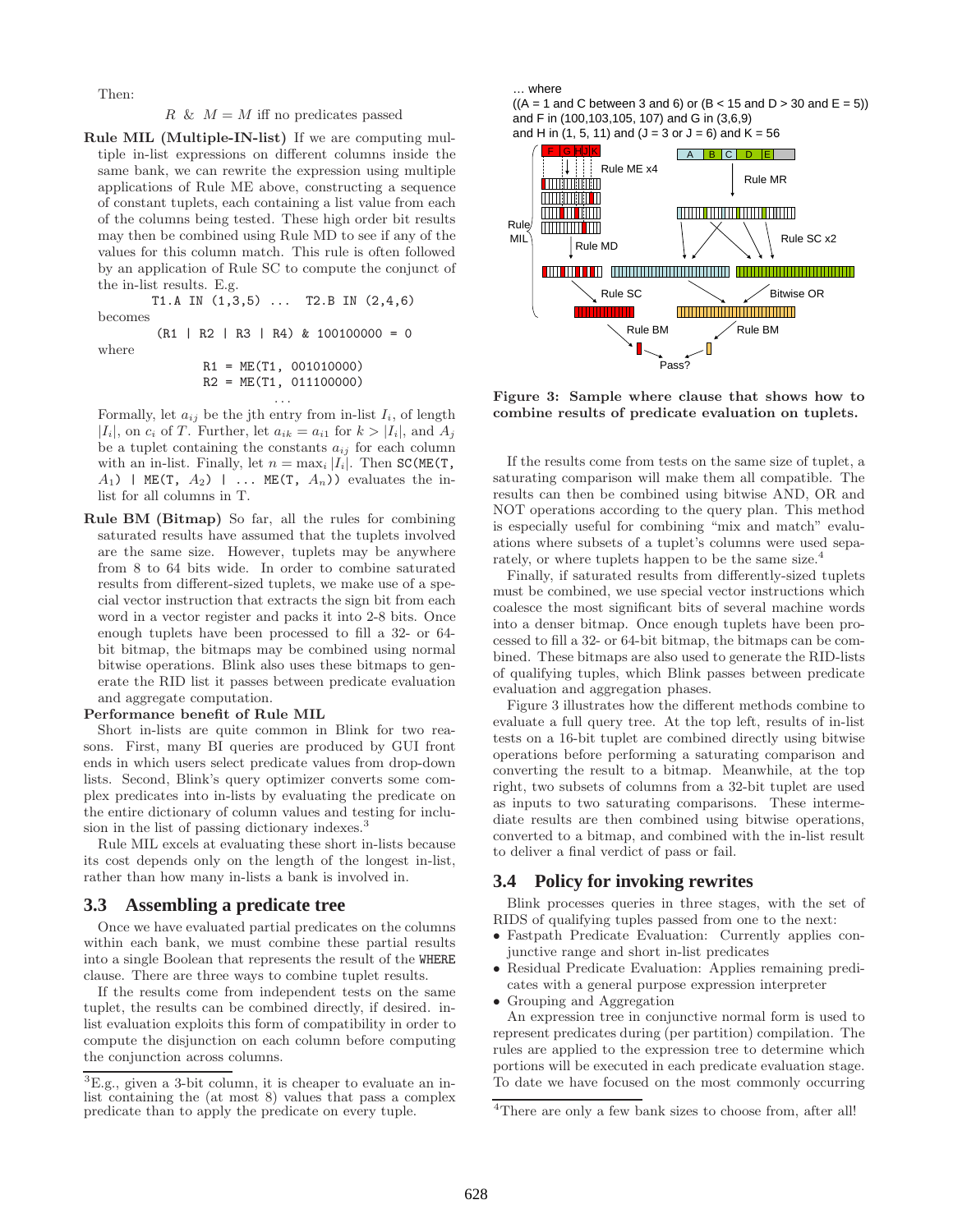Then:

$$R \ \& \ M = M \text{ iff no predicates passed}$$

**Rule MIL (Multiple-IN-list)** If we are computing multiple in-list expressions on different columns inside the same bank, we can rewrite the expression using multiple applications of Rule ME above, constructing a sequence of constant tuplets, each containing a list value from each of the columns being tested. These high order bit results may then be combined using Rule MD to see if any of the values for this column match. This rule is often followed by an application of Rule SC to compute the conjunct of the in-list results. E.g.

```
T1.A IN (1,3,5) ...  T2.B IN (2,4,6)
```

becomes

```
(R1 | R2 | R3 | R4) & 100100000 = 0
```

where

```
R1 = ME(T1, 001010000)
R2 = ME(T1, 011100000)
...
```

Formally, let $a_{ij}$ be the jth entry from in-list $I_i$, of length $|I_i|$, on $c_i$ of $T$. Further, let $a_{ik} = a_{i1}$ for $k > |I_i|$, and $A_j$ be a tuplet containing the constants $a_{ij}$ for each column with an in-list. Finally, let $n = \max_i |I_i|$. Then SC(ME(T, $A_1$) | ME(T, $A_2$) | ... ME(T, $A_n$)) evaluates the in-list for all columns in T.

**Rule BM (Bitmap)** So far, all the rules for combining saturated results have assumed that the tuplets involved are the same size. However, tuplets may be anywhere from 8 to 64 bits wide. In order to combine saturated results from different-sized tuplets, we make use of a special vector instruction that extracts the sign bit from each word in a vector register and packs it into 2-8 bits. Once enough tuplets have been processed to fill a 32- or 64-bit bitmap, the bitmaps may be combined using normal bitwise operations. Blink also uses these bitmaps to generate the RID list it passes between predicate evaluation and aggregate computation.

**Performance benefit of Rule MIL**

Short in-lists are quite common in Blink for two reasons. First, many BI queries are produced by GUI front ends in which users select predicate values from drop-down lists. Second, Blink's query optimizer converts some complex predicates into in-lists by evaluating the predicate on the entire dictionary of column values and testing for inclusion in the list of passing dictionary indexes.[3]

Rule MIL excels at evaluating these short in-lists because its cost depends only on the length of the longest in-list, rather than how many in-lists a bank is involved in.

## 3.3 Assembling a predicate tree

Once we have evaluated partial predicates on the columns within each bank, we must combine these partial results into a single Boolean that represents the result of the WHERE clause. There are three ways to combine tuplet results.

If the results come from independent tests on the same tuplet, the results can be combined directly, if desired. in-list evaluation exploits this form of compatibility in order to compute the disjunction on each column before computing the conjunction across columns.

[3]E.g., given a 3-bit column, it is cheaper to evaluate an in-list containing the (at most 8) values that pass a complex predicate than to apply the predicate on every tuple.

... where
((A = 1 and C between 3 and 6) or (B < 15 and D > 30 and E = 5))
and F in (100,103,105, 107) and G in (3,6,9)
and H in (1, 5, 11) and (J = 3 or J = 6) and K = 56

**Figure 3: Sample where clause that shows how to combine results of predicate evaluation on tuplets.**

If the results come from tests on the same size of tuplet, a saturating comparison will make them all compatible. The results can then be combined using bitwise AND, OR and NOT operations according to the query plan. This method is especially useful for combining "mix and match" evaluations where subsets of a tuplet's columns were used separately, or where tuplets happen to be the same size.[4]

Finally, if saturated results from differently-sized tuplets must be combined, we use special vector instructions which coalesce the most significant bits of several machine words into a denser bitmap. Once enough tuplets have been processed to fill a 32- or 64-bit bitmap, the bitmaps can be combined. These bitmaps are also used to generate the RID-lists of qualifying tuples, which Blink passes between predicate evaluation and aggregation phases.

Figure 3 illustrates how the different methods combine to evaluate a full query tree. At the top left, results of in-list tests on a 16-bit tuplet are combined directly using bitwise operations before performing a saturating comparison and converting the result to a bitmap. Meanwhile, at the top right, two subsets of columns from a 32-bit tuplet are used as inputs to two saturating comparisons. These intermediate results are then combined using bitwise operations, converted to a bitmap, and combined with the in-list result to deliver a final verdict of pass or fail.

## 3.4 Policy for invoking rewrites

Blink processes queries in three stages, with the set of RIDS of qualifying tuples passed from one to the next:

- Fastpath Predicate Evaluation: Currently applies conjunctive range and short in-list predicates
- Residual Predicate Evaluation: Applies remaining predicates with a general purpose expression interpreter
- Grouping and Aggregation

An expression tree in conjunctive normal form is used to represent predicates during (per partition) compilation. The rules are applied to the expression tree to determine which portions will be executed in each predicate evaluation stage. To date we have focused on the most commonly occurring

[4]There are only a few bank sizes to choose from, after all!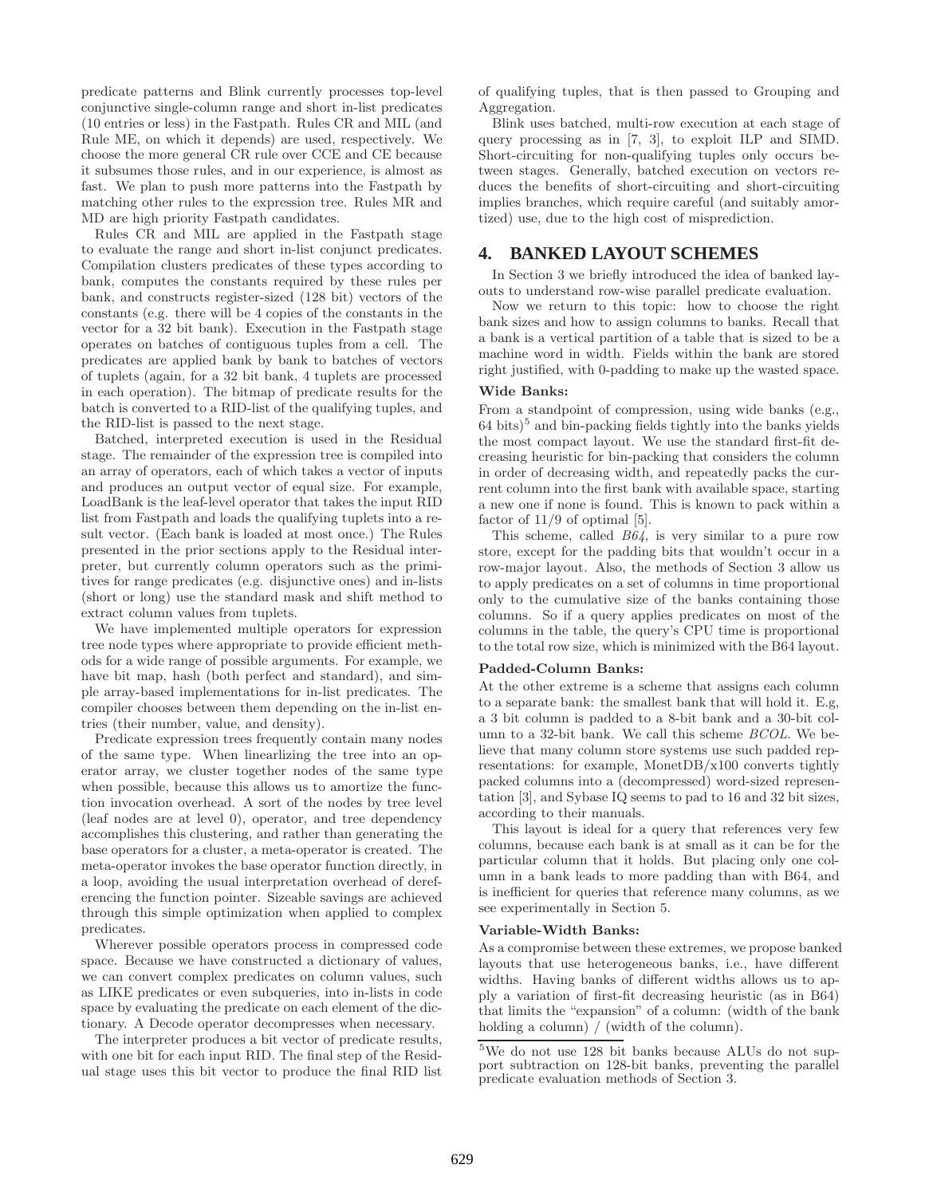predicate patterns and Blink currently processes top-level conjunctive single-column range and short in-list predicates (10 entries or less) in the Fastpath. Rules CR and MIL (and Rule ME, on which it depends) are used, respectively. We choose the more general CR rule over CCE and CE because it subsumes those rules, and in our experience, is almost as fast. We plan to push more patterns into the Fastpath by matching other rules to the expression tree. Rules MR and MD are high priority Fastpath candidates.

Rules CR and MIL are applied in the Fastpath stage to evaluate the range and short in-list conjunct predicates. Compilation clusters predicates of these types according to bank, computes the constants required by these rules per bank, and constructs register-sized (128 bit) vectors of the constants (e.g. there will be 4 copies of the constants in the vector for a 32 bit bank). Execution in the Fastpath stage operates on batches of contiguous tuples from a cell. The predicates are applied bank by bank to batches of vectors of tuplets (again, for a 32 bit bank, 4 tuplets are processed in each operation). The bitmap of predicate results for the batch is converted to a RID-list of the qualifying tuples, and the RID-list is passed to the next stage.

Batched, interpreted execution is used in the Residual stage. The remainder of the expression tree is compiled into an array of operators, each of which takes a vector of inputs and produces an output vector of equal size. For example, LoadBank is the leaf-level operator that takes the input RID list from Fastpath and loads the qualifying tuplets into a result vector. (Each bank is loaded at most once.) The Rules presented in the prior sections apply to the Residual interpreter, but currently column operators such as the primitives for range predicates (e.g. disjunctive ones) and in-lists (short or long) use the standard mask and shift method to extract column values from tuplets.

We have implemented multiple operators for expression tree node types where appropriate to provide efficient methods for a wide range of possible arguments. For example, we have bit map, hash (both perfect and standard), and simple array-based implementations for in-list predicates. The compiler chooses between them depending on the in-list entries (their number, value, and density).

Predicate expression trees frequently contain many nodes of the same type. When linearlizing the tree into an operator array, we cluster together nodes of the same type when possible, because this allows us to amortize the function invocation overhead. A sort of the nodes by tree level (leaf nodes are at level 0), operator, and tree dependency accomplishes this clustering, and rather than generating the base operators for a cluster, a meta-operator is created. The meta-operator invokes the base operator function directly, in a loop, avoiding the usual interpretation overhead of dereferencing the function pointer. Sizeable savings are achieved through this simple optimization when applied to complex predicates.

Wherever possible operators process in compressed code space. Because we have constructed a dictionary of values, we can convert complex predicates on column values, such as LIKE predicates or even subqueries, into in-lists in code space by evaluating the predicate on each element of the dictionary. A Decode operator decompresses when necessary.

The interpreter produces a bit vector of predicate results, with one bit for each input RID. The final step of the Residual stage uses this bit vector to produce the final RID list of qualifying tuples, that is then passed to Grouping and Aggregation.

Blink uses batched, multi-row execution at each stage of query processing as in [7, 3], to exploit ILP and SIMD. Short-circuiting for non-qualifying tuples only occurs between stages. Generally, batched execution on vectors reduces the benefits of short-circuiting and short-circuiting implies branches, which require careful (and suitably amortized) use, due to the high cost of misprediction.

# 4. BANKED LAYOUT SCHEMES

In Section 3 we briefly introduced the idea of banked layouts to understand row-wise parallel predicate evaluation.

Now we return to this topic: how to choose the right bank sizes and how to assign columns to banks. Recall that a bank is a vertical partition of a table that is sized to be a machine word in width. Fields within the bank are stored right justified, with 0-padding to make up the wasted space.

**Wide Banks:**

From a standpoint of compression, using wide banks (e.g., 64 bits)[5] and bin-packing fields tightly into the banks yields the most compact layout. We use the standard first-fit decreasing heuristic for bin-packing that considers the column in order of decreasing width, and repeatedly packs the current column into the first bank with available space, starting a new one if none is found. This is known to pack within a factor of 11/9 of optimal [5].

This scheme, called *B64*, is very similar to a pure row store, except for the padding bits that wouldn't occur in a row-major layout. Also, the methods of Section 3 allow us to apply predicates on a set of columns in time proportional only to the cumulative size of the banks containing those columns. So if a query applies predicates on most of the columns in the table, the query's CPU time is proportional to the total row size, which is minimized with the B64 layout.

**Padded-Column Banks:**

At the other extreme is a scheme that assigns each column to a separate bank: the smallest bank that will hold it. E.g, a 3 bit column is padded to a 8-bit bank and a 30-bit column to a 32-bit bank. We call this scheme *BCOL*. We believe that many column store systems use such padded representations: for example, MonetDB/x100 converts tightly packed columns into a (decompressed) word-sized representation [3], and Sybase IQ seems to pad to 16 and 32 bit sizes, according to their manuals.

This layout is ideal for a query that references very few columns, because each bank is at small as it can be for the particular column that it holds. But placing only one column in a bank leads to more padding than with B64, and is inefficient for queries that reference many columns, as we see experimentally in Section 5.

**Variable-Width Banks:**

As a compromise between these extremes, we propose banked layouts that use heterogeneous banks, i.e., have different widths. Having banks of different widths allows us to apply a variation of first-fit decreasing heuristic (as in B64) that limits the "expansion" of a column: (width of the bank holding a column) / (width of the column).

[5]We do not use 128 bit banks because ALUs do not support subtraction on 128-bit banks, preventing the parallel predicate evaluation methods of Section 3.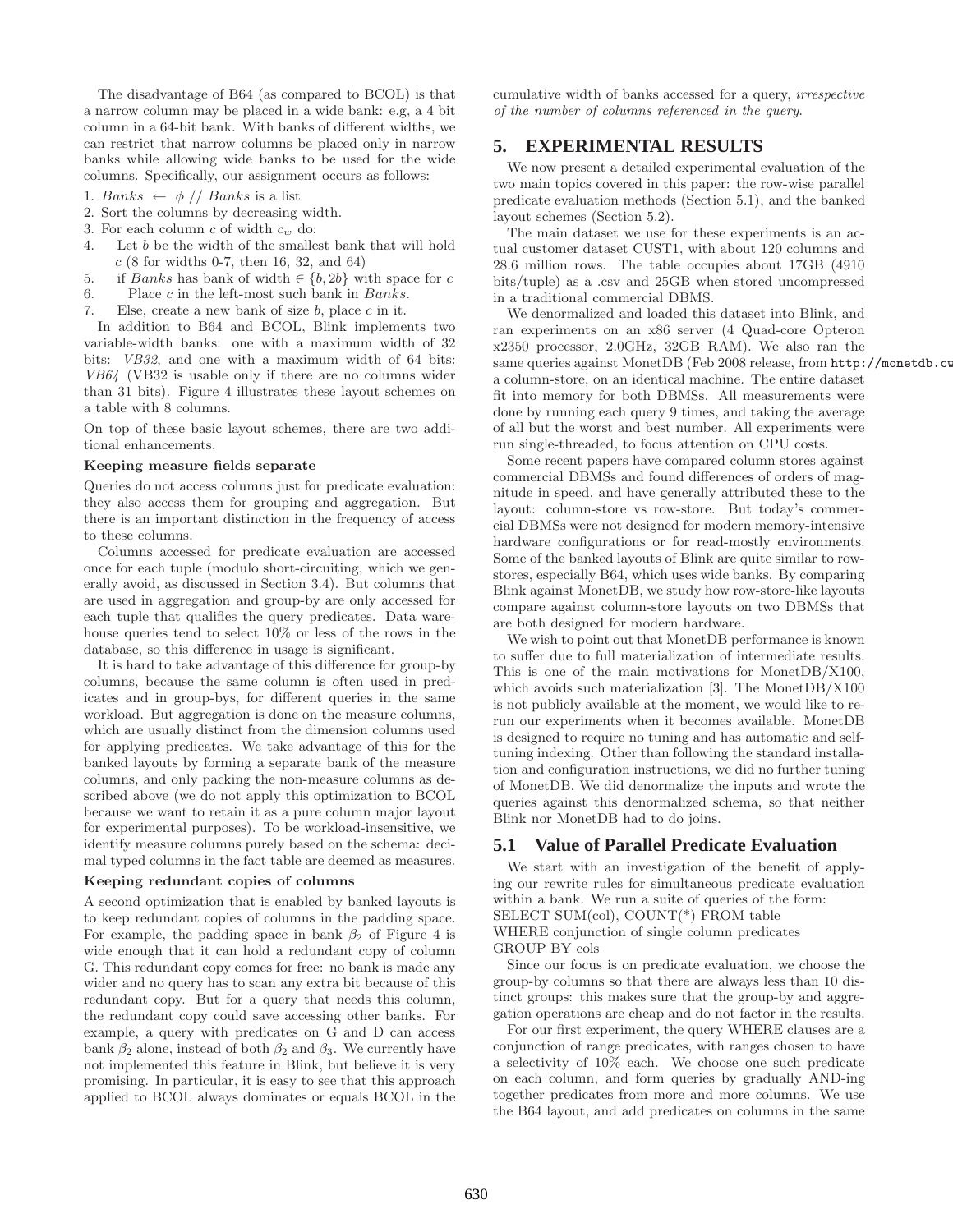The disadvantage of B64 (as compared to BCOL) is that a narrow column may be placed in a wide bank: e.g, a 4 bit column in a 64-bit bank. With banks of different widths, we can restrict that narrow columns be placed only in narrow banks while allowing wide banks to be used for the wide columns. Specifically, our assignment occurs as follows:

1. *Banks* $\leftarrow \phi$ // *Banks* is a list
2. Sort the columns by decreasing width.
3. For each column $c$ of width $c_w$ do:
4. Let $b$ be the width of the smallest bank that will hold $c$ (8 for widths 0-7, then 16, 32, and 64)
5. if *Banks* has bank of width $\in \{b, 2b\}$ with space for $c$
6. Place $c$ in the left-most such bank in *Banks*.
7. Else, create a new bank of size $b$, place $c$ in it.

In addition to B64 and BCOL, Blink implements two variable-width banks: one with a maximum width of 32 bits: *VB32*, and one with a maximum width of 64 bits: *VB64* (VB32 is usable only if there are no columns wider than 31 bits). Figure 4 illustrates these layout schemes on a table with 8 columns.

On top of these basic layout schemes, there are two additional enhancements.

**Keeping measure fields separate**

Queries do not access columns just for predicate evaluation: they also access them for grouping and aggregation. But there is an important distinction in the frequency of access to these columns.

Columns accessed for predicate evaluation are accessed once for each tuple (modulo short-circuiting, which we generally avoid, as discussed in Section 3.4). But columns that are used in aggregation and group-by are only accessed for each tuple that qualifies the query predicates. Data warehouse queries tend to select 10% or less of the rows in the database, so this difference in usage is significant.

It is hard to take advantage of this difference for group-by columns, because the same column is often used in predicates and in group-bys, for different queries in the same workload. But aggregation is done on the measure columns, which are usually distinct from the dimension columns used for applying predicates. We take advantage of this for the banked layouts by forming a separate bank of the measure columns, and only packing the non-measure columns as described above (we do not apply this optimization to BCOL because we want to retain it as a pure column major layout for experimental purposes). To be workload-insensitive, we identify measure columns purely based on the schema: decimal typed columns in the fact table are deemed as measures.

**Keeping redundant copies of columns**

A second optimization that is enabled by banked layouts is to keep redundant copies of columns in the padding space. For example, the padding space in bank $\beta_2$ of Figure 4 is wide enough that it can hold a redundant copy of column G. This redundant copy comes for free: no bank is made any wider and no query has to scan any extra bit because of this redundant copy. But for a query that needs this column, the redundant copy could save accessing other banks. For example, a query with predicates on G and D can access bank $\beta_2$ alone, instead of both $\beta_2$ and $\beta_3$. We currently have not implemented this feature in Blink, but believe it is very promising. In particular, it is easy to see that this approach applied to BCOL always dominates or equals BCOL in the cumulative width of banks accessed for a query, *irrespective of the number of columns referenced in the query*.

## 5. EXPERIMENTAL RESULTS

We now present a detailed experimental evaluation of the two main topics covered in this paper: the row-wise parallel predicate evaluation methods (Section 5.1), and the banked layout schemes (Section 5.2).

The main dataset we use for these experiments is an actual customer dataset CUST1, with about 120 columns and 28.6 million rows. The table occupies about 17GB (4910 bits/tuple) as a .csv and 25GB when stored uncompressed in a traditional commercial DBMS.

We denormalized and loaded this dataset into Blink, and ran experiments on an x86 server (4 Quad-core Opteron x2350 processor, 2.0GHz, 32GB RAM). We also ran the same queries against MonetDB (Feb 2008 release, from http://monetdb.cw a column-store, on an identical machine. The entire dataset fit into memory for both DBMSs. All measurements were done by running each query 9 times, and taking the average of all but the worst and best number. All experiments were run single-threaded, to focus attention on CPU costs.

Some recent papers have compared column stores against commercial DBMSs and found differences of orders of magnitude in speed, and have generally attributed these to the layout: column-store vs row-store. But today's commercial DBMSs were not designed for modern memory-intensive hardware configurations or for read-mostly environments. Some of the banked layouts of Blink are quite similar to row-stores, especially B64, which uses wide banks. By comparing Blink against MonetDB, we study how row-store-like layouts compare against column-store layouts on two DBMSs that are both designed for modern hardware.

We wish to point out that MonetDB performance is known to suffer due to full materialization of intermediate results. This is one of the main motivations for MonetDB/X100, which avoids such materialization [3]. The MonetDB/X100 is not publicly available at the moment, we would like to rerun our experiments when it becomes available. MonetDB is designed to require no tuning and has automatic and self-tuning indexing. Other than following the standard installation and configuration instructions, we did no further tuning of MonetDB. We did denormalize the inputs and wrote the queries against this denormalized schema, so that neither Blink nor MonetDB had to do joins.

### 5.1 Value of Parallel Predicate Evaluation

We start with an investigation of the benefit of applying our rewrite rules for simultaneous predicate evaluation within a bank. We run a suite of queries of the form:
SELECT SUM(col), COUNT(*) FROM table
WHERE conjunction of single column predicates
GROUP BY cols

Since our focus is on predicate evaluation, we choose the group-by columns so that there are always less than 10 distinct groups: this makes sure that the group-by and aggregation operations are cheap and do not factor in the results.

For our first experiment, the query WHERE clauses are a conjunction of range predicates, with ranges chosen to have a selectivity of 10% each. We choose one such predicate on each column, and form queries by gradually AND-ing together predicates from more and more columns. We use the B64 layout, and add predicates on columns in the same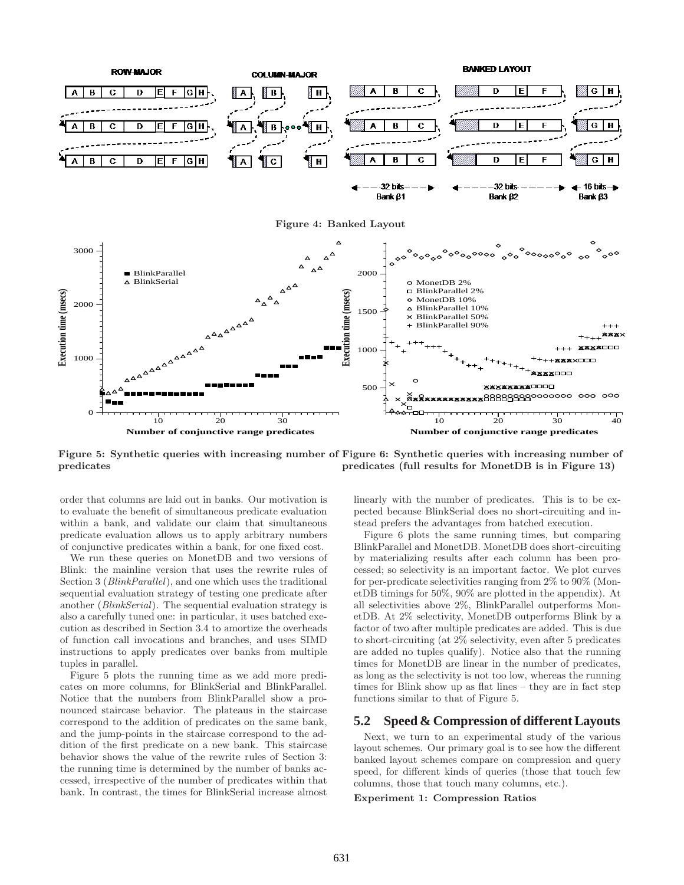**Figure 4: Banked Layout**

**Figure 5: Synthetic queries with increasing number of predicates**

**Figure 6: Synthetic queries with increasing number of predicates (full results for MonetDB is in Figure 13)**

order that columns are laid out in banks. Our motivation is to evaluate the benefit of simultaneous predicate evaluation within a bank, and validate our claim that simultaneous predicate evaluation allows us to apply arbitrary numbers of conjunctive predicates within a bank, for one fixed cost.

We run these queries on MonetDB and two versions of Blink: the mainline version that uses the rewrite rules of Section 3 (*BlinkParallel*), and one which uses the traditional sequential evaluation strategy of testing one predicate after another (*BlinkSerial*). The sequential evaluation strategy is also a carefully tuned one: in particular, it uses batched execution as described in Section 3.4 to amortize the overheads of function call invocations and branches, and uses SIMD instructions to apply predicates over banks from multiple tuples in parallel.

Figure 5 plots the running time as we add more predicates on more columns, for BlinkSerial and BlinkParallel. Notice that the numbers from BlinkParallel show a pronounced staircase behavior. The plateaus in the staircase correspond to the addition of predicates on the same bank, and the jump-points in the staircase correspond to the addition of the first predicate on a new bank. This staircase behavior shows the value of the rewrite rules of Section 3: the running time is determined by the number of banks accessed, irrespective of the number of predicates within that bank. In contrast, the times for BlinkSerial increase almost linearly with the number of predicates. This is to be expected because BlinkSerial does no short-circuiting and instead prefers the advantages from batched execution.

Figure 6 plots the same running times, but comparing BlinkParallel and MonetDB. MonetDB does short-circuiting by materializing results after each column has been processed; so selectivity is an important factor. We plot curves for per-predicate selectivities ranging from 2% to 90% (MonetDB timings for 50%, 90% are plotted in the appendix). At all selectivities above 2%, BlinkParallel outperforms MonetDB. At 2% selectivity, MonetDB outperforms Blink by a factor of two after multiple predicates are added. This is due to short-circuiting (at 2% selectivity, even after 5 predicates are added no tuples qualify). Notice also that the running times for MonetDB are linear in the number of predicates, as long as the selectivity is not too low, whereas the running times for Blink show up as flat lines – they are in fact step functions similar to that of Figure 5.

## 5.2 Speed & Compression of different Layouts

Next, we turn to an experimental study of the various layout schemes. Our primary goal is to see how the different banked layout schemes compare on compression and query speed, for different kinds of queries (those that touch few columns, those that touch many columns, etc.).

**Experiment 1: Compression Ratios**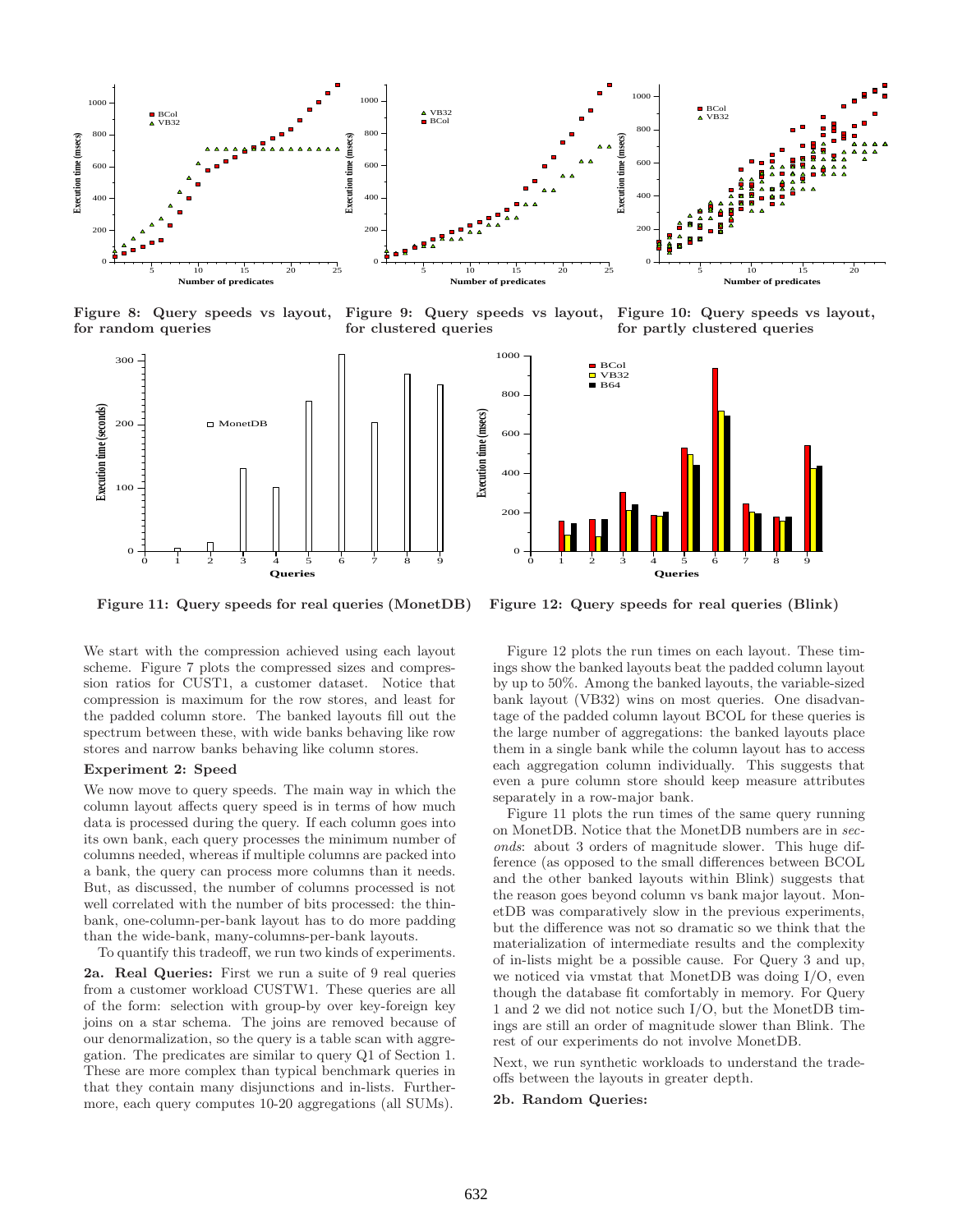Figure 8: Query speeds vs layout, for random queries

Figure 9: Query speeds vs layout, for clustered queries

Figure 10: Query speeds vs layout, for partly clustered queries

Figure 11: Query speeds for real queries (MonetDB)

Figure 12: Query speeds for real queries (Blink)

We start with the compression achieved using each layout scheme. Figure 7 plots the compressed sizes and compression ratios for CUST1, a customer dataset. Notice that compression is maximum for the row stores, and least for the padded column store. The banked layouts fill out the spectrum between these, with wide banks behaving like row stores and narrow banks behaving like column stores.

**Experiment 2: Speed**

We now move to query speeds. The main way in which the column layout affects query speed is in terms of how much data is processed during the query. If each column goes into its own bank, each query processes the minimum number of columns needed, whereas if multiple columns are packed into a bank, the query can process more columns than it needs. But, as discussed, the number of columns processed is not well correlated with the number of bits processed: the thin-bank, one-column-per-bank layout has to do more padding than the wide-bank, many-columns-per-bank layouts.

To quantify this tradeoff, we run two kinds of experiments.

**2a. Real Queries:** First we run a suite of 9 real queries from a customer workload CUSTW1. These queries are all of the form: selection with group-by over key-foreign key joins on a star schema. The joins are removed because of our denormalization, so the query is a table scan with aggregation. The predicates are similar to query Q1 of Section 1. These are more complex than typical benchmark queries in that they contain many disjunctions and in-lists. Furthermore, each query computes 10-20 aggregations (all SUMs).

Figure 12 plots the run times on each layout. These timings show the banked layouts beat the padded column layout by up to 50%. Among the banked layouts, the variable-sized bank layout (VB32) wins on most queries. One disadvantage of the padded column layout BCOL for these queries is the large number of aggregations: the banked layouts place them in a single bank while the column layout has to access each aggregation column individually. This suggests that even a pure column store should keep measure attributes separately in a row-major bank.

Figure 11 plots the run times of the same query running on MonetDB. Notice that the MonetDB numbers are in *seconds*: about 3 orders of magnitude slower. This huge difference (as opposed to the small differences between BCOL and the other banked layouts within Blink) suggests that the reason goes beyond column vs bank major layout. MonetDB was comparatively slow in the previous experiments, but the difference was not so dramatic so we think that the materialization of intermediate results and the complexity of in-lists might be a possible cause. For Query 3 and up, we noticed via vmstat that MonetDB was doing I/O, even though the database fit comfortably in memory. For Query 1 and 2 we did not notice such I/O, but the MonetDB timings are still an order of magnitude slower than Blink. The rest of our experiments do not involve MonetDB.

Next, we run synthetic workloads to understand the tradeoffs between the layouts in greater depth.

**2b. Random Queries:**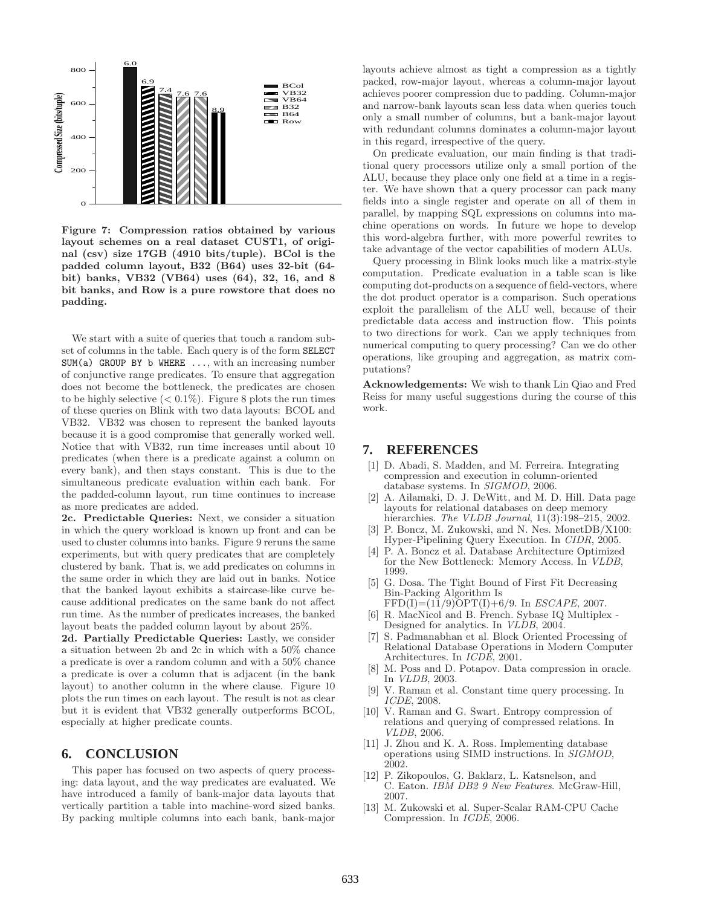Compressed Size (bits/tuple)

800
600
400
200
0

6.0
6.9
7.4
7.6
7.6
8.9

BCol
VB32
VB64
B32
B64
Row

**Figure 7: Compression ratios obtained by various layout schemes on a real dataset CUST1, of original (csv) size 17GB (4910 bits/tuple). BCol is the padded column layout, B32 (B64) uses 32-bit (64-bit) banks, VB32 (VB64) uses (64), 32, 16, and 8 bit banks, and Row is a pure rowstore that does no padding.**

We start with a suite of queries that touch a random subset of columns in the table. Each query is of the form `SELECT SUM(a) GROUP BY b WHERE ...`, with an increasing number of conjunctive range predicates. To ensure that aggregation does not become the bottleneck, the predicates are chosen to be highly selective ($< 0.1\%$). Figure 8 plots the run times of these queries on Blink with two data layouts: BCOL and VB32. VB32 was chosen to represent the banked layouts because it is a good compromise that generally worked well. Notice that with VB32, run time increases until about 10 predicates (when there is a predicate against a column on every bank), and then stays constant. This is due to the simultaneous predicate evaluation within each bank. For the padded-column layout, run time continues to increase as more predicates are added.

**2c. Predictable Queries:** Next, we consider a situation in which the query workload is known up front and can be used to cluster columns into banks. Figure 9 reruns the same experiments, but with query predicates that are completely clustered by bank. That is, we add predicates on columns in the same order in which they are laid out in banks. Notice that the banked layout exhibits a staircase-like curve because additional predicates on the same bank do not affect run time. As the number of predicates increases, the banked layout beats the padded column layout by about 25%.

**2d. Partially Predictable Queries:** Lastly, we consider a situation between 2b and 2c in which with a 50% chance a predicate is over a random column and with a 50% chance a predicate is over a column that is adjacent (in the bank layout) to another column in the where clause. Figure 10 plots the run times on each layout. The result is not as clear but it is evident that VB32 generally outperforms BCOL, especially at higher predicate counts.

## 6. CONCLUSION

This paper has focused on two aspects of query processing: data layout, and the way predicates are evaluated. We have introduced a family of bank-major data layouts that vertically partition a table into machine-word sized banks. By packing multiple columns into each bank, bank-major layouts achieve almost as tight a compression as a tightly packed, row-major layout, whereas a column-major layout achieves poorer compression due to padding. Column-major and narrow-bank layouts scan less data when queries touch only a small number of columns, but a bank-major layout with redundant columns dominates a column-major layout in this regard, irrespective of the query.

On predicate evaluation, our main finding is that traditional query processors utilize only a small portion of the ALU, because they place only one field at a time in a register. We have shown that a query processor can pack many fields into a single register and operate on all of them in parallel, by mapping SQL expressions on columns into machine operations on words. In future we hope to develop this word-algebra further, with more powerful rewrites to take advantage of the vector capabilities of modern ALUs.

Query processing in Blink looks much like a matrix-style computation. Predicate evaluation in a table scan is like computing dot-products on a sequence of field-vectors, where the dot product operator is a comparison. Such operations exploit the parallelism of the ALU well, because of their predictable data access and instruction flow. This points to two directions for work. Can we apply techniques from numerical computing to query processing? Can we do other operations, like grouping and aggregation, as matrix computations?

**Acknowledgements:** We wish to thank Lin Qiao and Fred Reiss for many useful suggestions during the course of this work.

## 7. REFERENCES

[1] D. Abadi, S. Madden, and M. Ferreira. Integrating compression and execution in column-oriented database systems. In *SIGMOD*, 2006.

[2] A. Ailamaki, D. J. DeWitt, and M. D. Hill. Data page layouts for relational databases on deep memory hierarchies. *The VLDB Journal*, 11(3):198–215, 2002.

[3] P. Boncz, M. Zukowski, and N. Nes. MonetDB/X100: Hyper-Pipelining Query Execution. In *CIDR*, 2005.

[4] P. A. Boncz et al. Database Architecture Optimized for the New Bottleneck: Memory Access. In *VLDB*, 1999.

[5] G. Dosa. The Tight Bound of First Fit Decreasing Bin-Packing Algorithm Is FFD(I)=(11/9)OPT(I)+6/9. In *ESCAPE*, 2007.

[6] R. MacNicol and B. French. Sybase IQ Multiplex - Designed for analytics. In *VLDB*, 2004.

[7] S. Padmanabhan et al. Block Oriented Processing of Relational Database Operations in Modern Computer Architectures. In *ICDE*, 2001.

[8] M. Poss and D. Potapov. Data compression in oracle. In *VLDB*, 2003.

[9] V. Raman et al. Constant time query processing. In *ICDE*, 2008.

[10] V. Raman and G. Swart. Entropy compression of relations and querying of compressed relations. In *VLDB*, 2006.

[11] J. Zhou and K. A. Ross. Implementing database operations using SIMD instructions. In *SIGMOD*, 2002.

[12] P. Zikopoulos, G. Baklarz, L. Katsnelson, and C. Eaton. *IBM DB2 9 New Features*. McGraw-Hill, 2007.

[13] M. Zukowski et al. Super-Scalar RAM-CPU Cache Compression. In *ICDE*, 2006.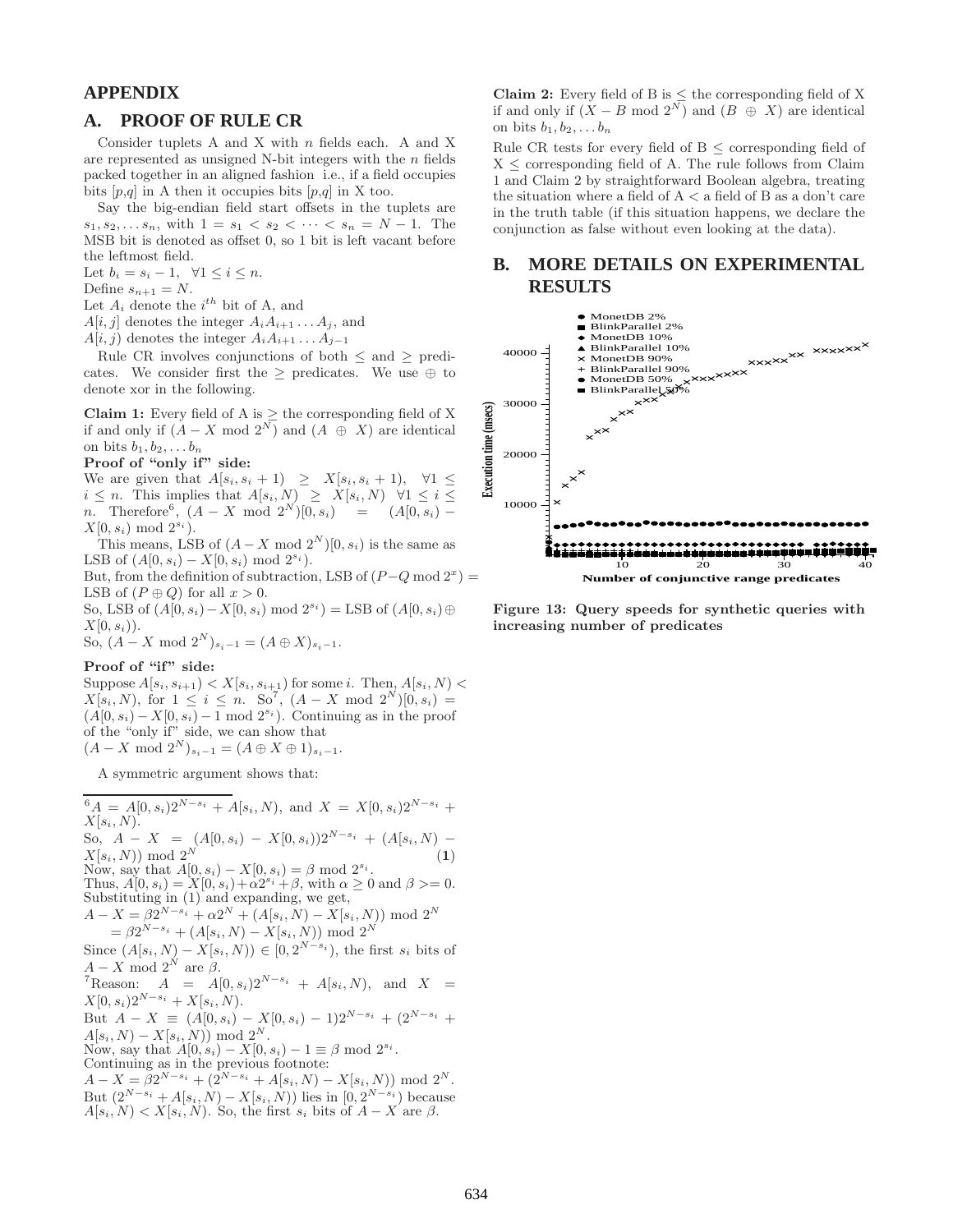# APPENDIX

## A. PROOF OF RULE CR

Consider tuplets A and X with $n$ fields each. A and X are represented as unsigned N-bit integers with the $n$ fields packed together in an aligned fashion i.e., if a field occupies bits $[p,q]$ in A then it occupies bits $[p,q]$ in X too.

Say the big-endian field start offsets in the tuplets are $s_1, s_2, \ldots s_n$, with $1 = s_1 < s_2 < \cdots < s_n = N-1$. The MSB bit is denoted as offset 0, so 1 bit is left vacant before the leftmost field.

Let $b_i = s_i - 1, \quad \forall 1 \le i \le n$.

Define $s_{n+1} = N$.

Let $A_i$ denote the $i^{th}$ bit of A, and

$A[i,j]$ denotes the integer $A_i A_{i+1} \ldots A_j$, and

$A[i,j)$ denotes the integer $A_i A_{i+1} \ldots A_{j-1}$

Rule CR involves conjunctions of both $\le$ and $\ge$ predicates. We consider first the $\ge$ predicates. We use $\oplus$ to denote xor in the following.

**Claim 1:** Every field of A is $\ge$ the corresponding field of X if and only if $(A - X \bmod 2^N)$ and $(A \oplus X)$ are identical on bits $b_1, b_2, \ldots b_n$

**Proof of "only if" side:**

We are given that $A[s_i, s_i+1) \ge X[s_i, s_i+1), \quad \forall 1 \le i \le n$. This implies that $A[s_i, N) \ge X[s_i, N) \quad \forall 1 \le i \le n$. Therefore[6], $(A - X \bmod 2^N)[0, s_i) = (A[0,s_i) - X[0,s_i) \bmod 2^{s_i})$.

This means, LSB of $(A - X \bmod 2^N)[0, s_i)$ is the same as LSB of $(A[0,s_i) - X[0,s_i) \bmod 2^{s_i})$.

But, from the definition of subtraction, LSB of $(P - Q \bmod 2^x) =$ LSB of $(P \oplus Q)$ for all $x > 0$.

So, LSB of $(A[0,s_i) - X[0,s_i) \bmod 2^{s_i}) =$ LSB of $(A[0,s_i) \oplus X[0,s_i))$.

So, $(A - X \bmod 2^N)_{s_i - 1} = (A \oplus X)_{s_i - 1}$.

**Proof of "if" side:**

Suppose $A[s_i, s_{i+1}) < X[s_i, s_{i+1})$ for some $i$. Then, $A[s_i, N) < X[s_i, N)$, for $1 \le i \le n$. So[7], $(A - X \bmod 2^N)[0, s_i) = (A[0,s_i) - X[0,s_i) - 1 \bmod 2^{s_i})$. Continuing as in the proof of the "only if" side, we can show that

$(A - X \bmod 2^N)_{s_i - 1} = (A \oplus X \oplus 1)_{s_i - 1}$.

A symmetric argument shows that:

**Claim 2:** Every field of B is $\le$ the corresponding field of X if and only if $(X - B \bmod 2^N)$ and $(B \oplus X)$ are identical on bits $b_1, b_2, \ldots b_n$

Rule CR tests for every field of B $\le$ corresponding field of X $\le$ corresponding field of A. The rule follows from Claim 1 and Claim 2 by straightforward Boolean algebra, treating the situation where a field of A $<$ a field of B as a don't care in the truth table (if this situation happens, we declare the conjunction as false without even looking at the data).

[6] $A = A[0,s_i)2^{N-s_i} + A[s_i, N)$, and $X = X[0,s_i)2^{N-s_i} + X[s_i, N)$.

So, $A - X = (A[0,s_i) - X[0,s_i))2^{N-s_i} + (A[s_i,N) - X[s_i,N)) \bmod 2^N$ **(1)**

Now, say that $A[0,s_i) - X[0,s_i) = \beta \bmod 2^{s_i}$.

Thus, $A[0,s_i) = X[0,s_i) + \alpha 2^{s_i} + \beta$, with $\alpha \ge 0$ and $\beta >= 0$.

Substituting in (1) and expanding, we get,

$A - X = \beta 2^{N-s_i} + \alpha 2^N + (A[s_i,N) - X[s_i,N)) \bmod 2^N$

$\quad = \beta 2^{N-s_i} + (A[s_i,N) - X[s_i,N)) \bmod 2^N$

Since $(A[s_i,N) - X[s_i,N)) \in [0, 2^{N-s_i})$, the first $s_i$ bits of $A - X \bmod 2^N$ are $\beta$.

[7] Reason: $A = A[0,s_i)2^{N-s_i} + A[s_i,N)$, and $X = X[0,s_i)2^{N-s_i} + X[s_i,N)$.

But $A - X \equiv (A[0,s_i) - X[0,s_i) - 1)2^{N-s_i} + (2^{N-s_i} + A[s_i,N) - X[s_i,N)) \bmod 2^N$.

Now, say that $A[0,s_i) - X[0,s_i) - 1 \equiv \beta \bmod 2^{s_i}$.

Continuing as in the previous footnote:

$A - X = \beta 2^{N-s_i} + (2^{N-s_i} + A[s_i,N) - X[s_i,N)) \bmod 2^N$.

But $(2^{N-s_i} + A[s_i,N) - X[s_i,N))$ lies in $[0, 2^{N-s_i})$ because $A[s_i,N) < X[s_i,N)$. So, the first $s_i$ bits of $A - X$ are $\beta$.

## B. MORE DETAILS ON EXPERIMENTAL RESULTS

MonetDB 2%
BlinkParallel 2%
MonetDB 10%
BlinkParallel 10%
MonetDB 90%
BlinkParallel 90%
MonetDB 50%
BlinkParallel 50%

Execution time (msecs)
40000
30000
20000
10000

Number of conjunctive range predicates
10
20
30
40

**Figure 13: Query speeds for synthetic queries with increasing number of predicates**